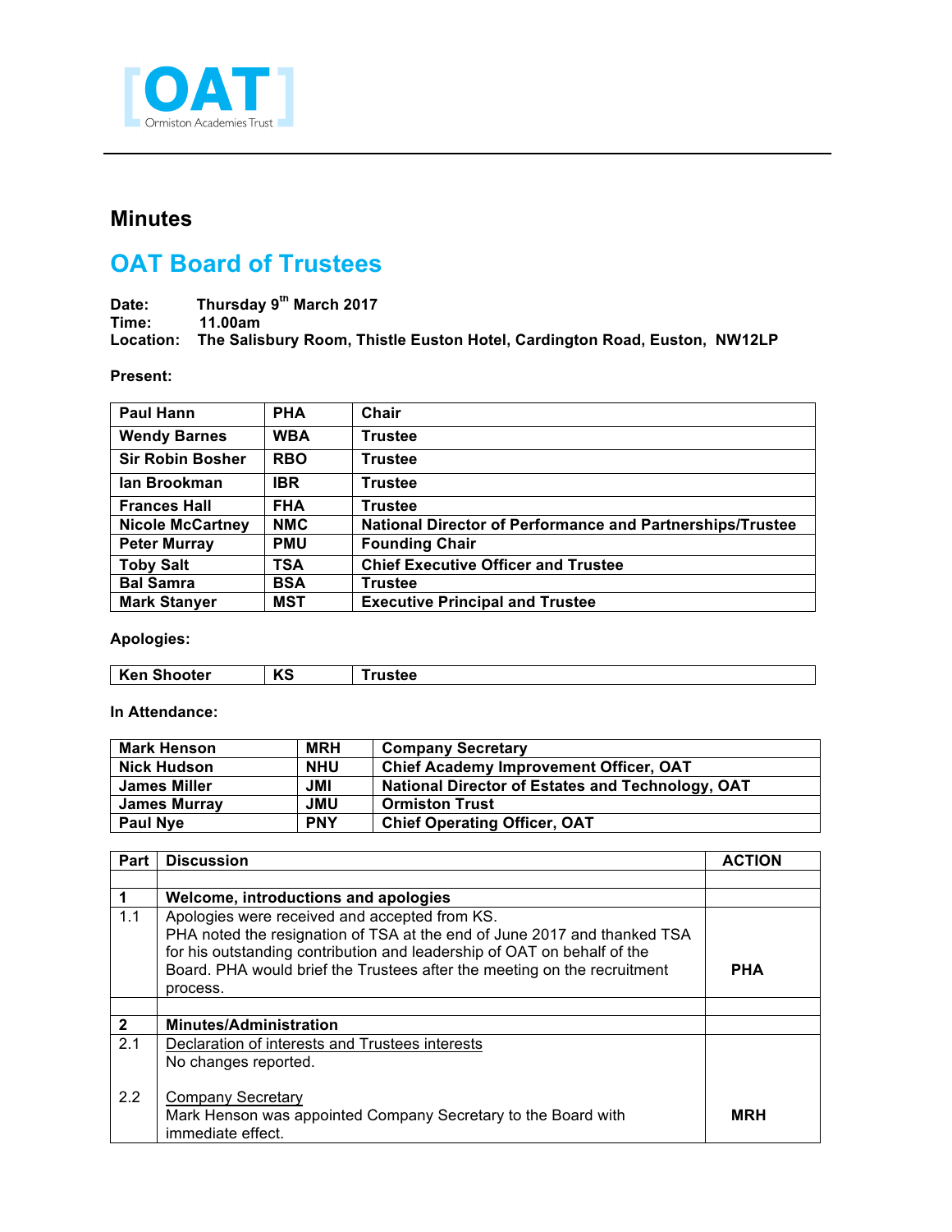OAT
Ormiston Academies Trust

# Minutes

## OAT Board of Trustees

**Date:** Thursday 9th March 2017
**Time:** 11.00am
**Location:** The Salisbury Room, Thistle Euston Hotel, Cardington Road, Euston, NW12LP

**Present:**

| | | |
|---|---|---|
| Paul Hann | PHA | Chair |
| Wendy Barnes | WBA | Trustee |
| Sir Robin Bosher | RBO | Trustee |
| Ian Brookman | IBR | Trustee |
| Frances Hall | FHA | Trustee |
| Nicole McCartney | NMC | National Director of Performance and Partnerships/Trustee |
| Peter Murray | PMU | Founding Chair |
| Toby Salt | TSA | Chief Executive Officer and Trustee |
| Bal Samra | BSA | Trustee |
| Mark Stanyer | MST | Executive Principal and Trustee |

**Apologies:**

| | | |
|---|---|---|
| Ken Shooter | KS | Trustee |

**In Attendance:**

| | | |
|---|---|---|
| Mark Henson | MRH | Company Secretary |
| Nick Hudson | NHU | Chief Academy Improvement Officer, OAT |
| James Miller | JMI | National Director of Estates and Technology, OAT |
| James Murray | JMU | Ormiston Trust |
| Paul Nye | PNY | Chief Operating Officer, OAT |

| Part | Discussion | ACTION |
|---|---|---|
| | | |
| **1** | **Welcome, introductions and apologies** | |
| 1.1 | Apologies were received and accepted from KS.<br>PHA noted the resignation of TSA at the end of June 2017 and thanked TSA for his outstanding contribution and leadership of OAT on behalf of the Board. PHA would brief the Trustees after the meeting on the recruitment process. | **PHA** |
| | | |
| **2** | **Minutes/Administration** | |
| 2.1 | Declaration of interests and Trustees interests<br>No changes reported. | |
| 2.2 | Company Secretary<br>Mark Henson was appointed Company Secretary to the Board with immediate effect. | **MRH** |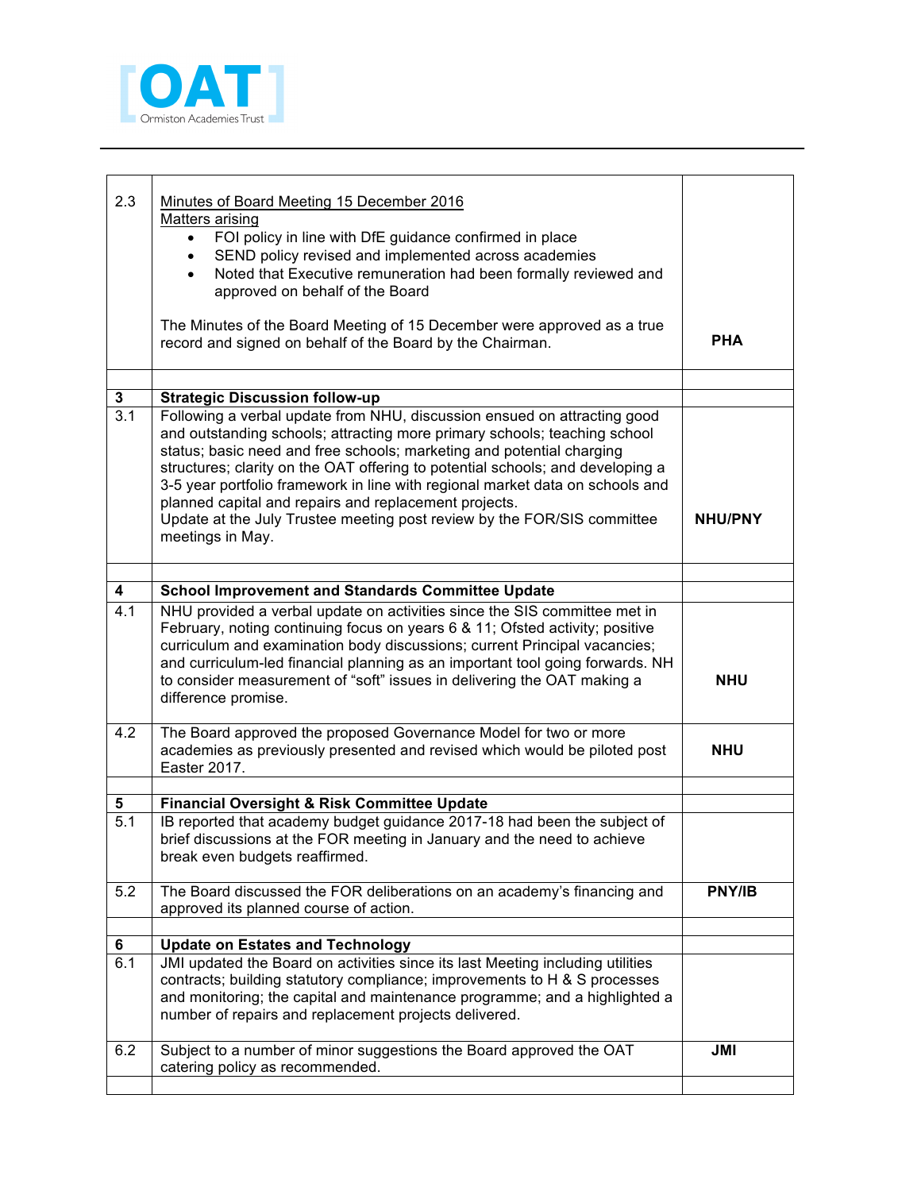| | | |
|---|---|---|
| 2.3 | <u>Minutes of Board Meeting 15 December 2016</u><br><u>Matters arising</u><br>• FOI policy in line with DfE guidance confirmed in place<br>• SEND policy revised and implemented across academies<br>• Noted that Executive remuneration had been formally reviewed and approved on behalf of the Board<br><br>The Minutes of the Board Meeting of 15 December were approved as a true record and signed on behalf of the Board by the Chairman. | **PHA** |
| | | |
| **3** | **Strategic Discussion follow-up** | |
| 3.1 | Following a verbal update from NHU, discussion ensued on attracting good and outstanding schools; attracting more primary schools; teaching school status; basic need and free schools; marketing and potential charging structures; clarity on the OAT offering to potential schools; and developing a 3-5 year portfolio framework in line with regional market data on schools and planned capital and repairs and replacement projects.<br>Update at the July Trustee meeting post review by the FOR/SIS committee meetings in May. | **NHU/PNY** |
| | | |
| **4** | **School Improvement and Standards Committee Update** | |
| 4.1 | NHU provided a verbal update on activities since the SIS committee met in February, noting continuing focus on years 6 & 11; Ofsted activity; positive curriculum and examination body discussions; current Principal vacancies; and curriculum-led financial planning as an important tool going forwards. NH to consider measurement of "soft" issues in delivering the OAT making a difference promise. | **NHU** |
| 4.2 | The Board approved the proposed Governance Model for two or more academies as previously presented and revised which would be piloted post Easter 2017. | **NHU** |
| | | |
| **5** | **Financial Oversight & Risk Committee Update** | |
| 5.1 | IB reported that academy budget guidance 2017-18 had been the subject of brief discussions at the FOR meeting in January and the need to achieve break even budgets reaffirmed. | |
| 5.2 | The Board discussed the FOR deliberations on an academy's financing and approved its planned course of action. | **PNY/IB** |
| | | |
| **6** | **Update on Estates and Technology** | |
| 6.1 | JMI updated the Board on activities since its last Meeting including utilities contracts; building statutory compliance; improvements to H & S processes and monitoring; the capital and maintenance programme; and a highlighted a number of repairs and replacement projects delivered. | |
| 6.2 | Subject to a number of minor suggestions the Board approved the OAT catering policy as recommended. | **JMI** |
| | | |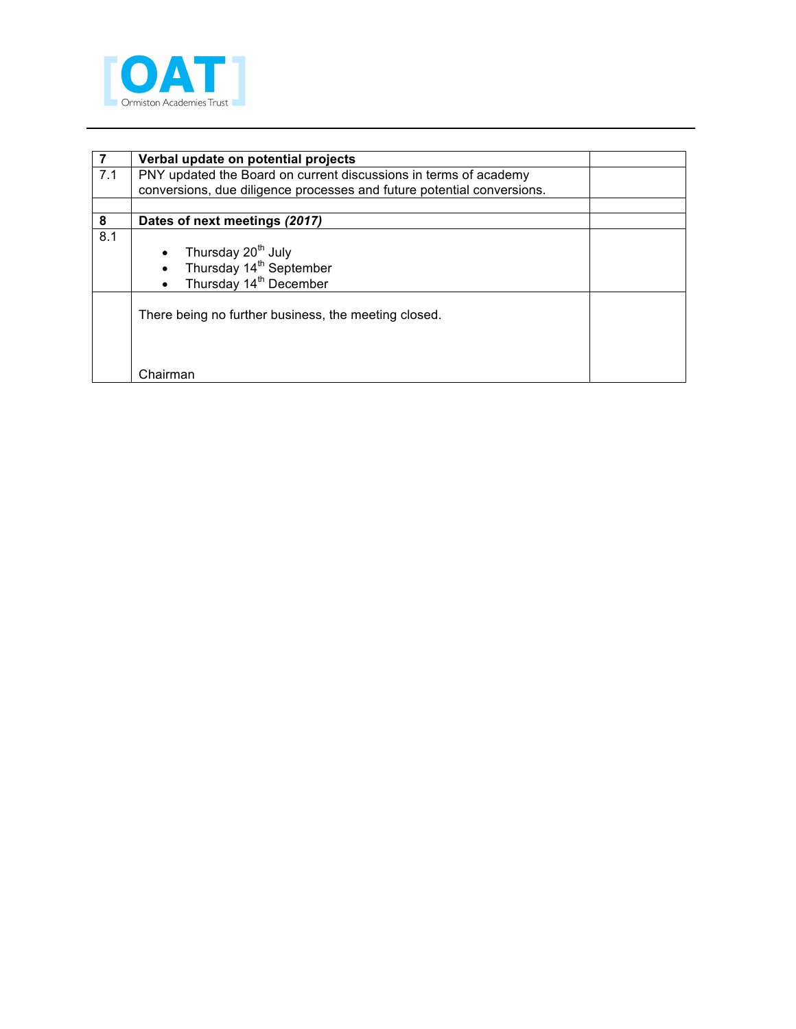| | | |
|---|---|---|
| **7** | **Verbal update on potential projects** | |
| 7.1 | PNY updated the Board on current discussions in terms of academy conversions, due diligence processes and future potential conversions. | |
| | | |
| **8** | **Dates of next meetings *(2017)*** | |
| 8.1 | • Thursday 20th July<br>• Thursday 14th September<br>• Thursday 14th December | |
| | There being no further business, the meeting closed.<br><br><br>Chairman | |